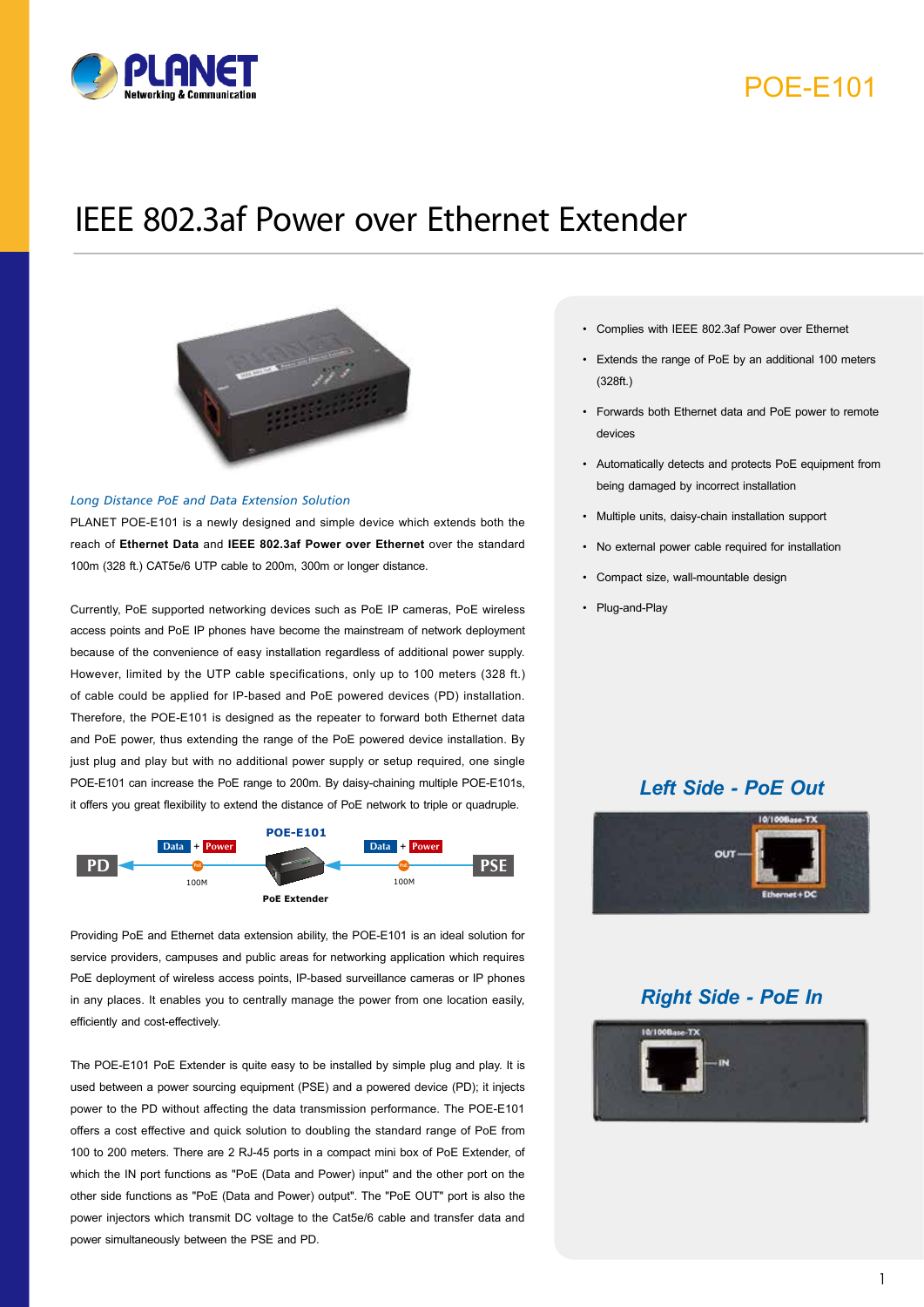# IEEE 802.3af Power over Ethernet Extender

POE-E101

*Long Distance PoE and Data Extension Solution*

PLANET POE-E101 is a newly designed and simple device which extends both the reach of **Ethernet Data** and **IEEE 802.3af Power over Ethernet** over the standard 100m (328 ft.) CAT5e/6 UTP cable to 200m, 300m or longer distance.

Currently, PoE supported networking devices such as PoE IP cameras, PoE wireless access points and PoE IP phones have become the mainstream of network deployment because of the convenience of easy installation regardless of additional power supply. However, limited by the UTP cable specifications, only up to 100 meters (328 ft.) of cable could be applied for IP-based and PoE powered devices (PD) installation. Therefore, the POE-E101 is designed as the repeater to forward both Ethernet data and PoE power, thus extending the range of the PoE powered device installation. By just plug and play but with no additional power supply or setup required, one single POE-E101 can increase the PoE range to 200m. By daisy-chaining multiple POE-E101s, it offers you great flexibility to extend the distance of PoE network to triple or quadruple.

PD ← Data + Power (100M) ← POE-E101 PoE Extender ← Data + Power (100M) ← PSE

Providing PoE and Ethernet data extension ability, the POE-E101 is an ideal solution for service providers, campuses and public areas for networking application which requires PoE deployment of wireless access points, IP-based surveillance cameras or IP phones in any places. It enables you to centrally manage the power from one location easily, efficiently and cost-effectively.

The POE-E101 PoE Extender is quite easy to be installed by simple plug and play. It is used between a power sourcing equipment (PSE) and a powered device (PD); it injects power to the PD without affecting the data transmission performance. The POE-E101 offers a cost effective and quick solution to doubling the standard range of PoE from 100 to 200 meters. There are 2 RJ-45 ports in a compact mini box of PoE Extender, of which the IN port functions as "PoE (Data and Power) input" and the other port on the other side functions as "PoE (Data and Power) output". The "PoE OUT" port is also the power injectors which transmit DC voltage to the Cat5e/6 cable and transfer data and power simultaneously between the PSE and PD.

- Complies with IEEE 802.3af Power over Ethernet
- Extends the range of PoE by an additional 100 meters (328ft.)
- Forwards both Ethernet data and PoE power to remote devices
- Automatically detects and protects PoE equipment from being damaged by incorrect installation
- Multiple units, daisy-chain installation support
- No external power cable required for installation
- Compact size, wall-mountable design
- Plug-and-Play

### Left Side - PoE Out

10/100Base-TX, OUT, Ethernet+DC

### Right Side - PoE In

10/100Base-TX, IN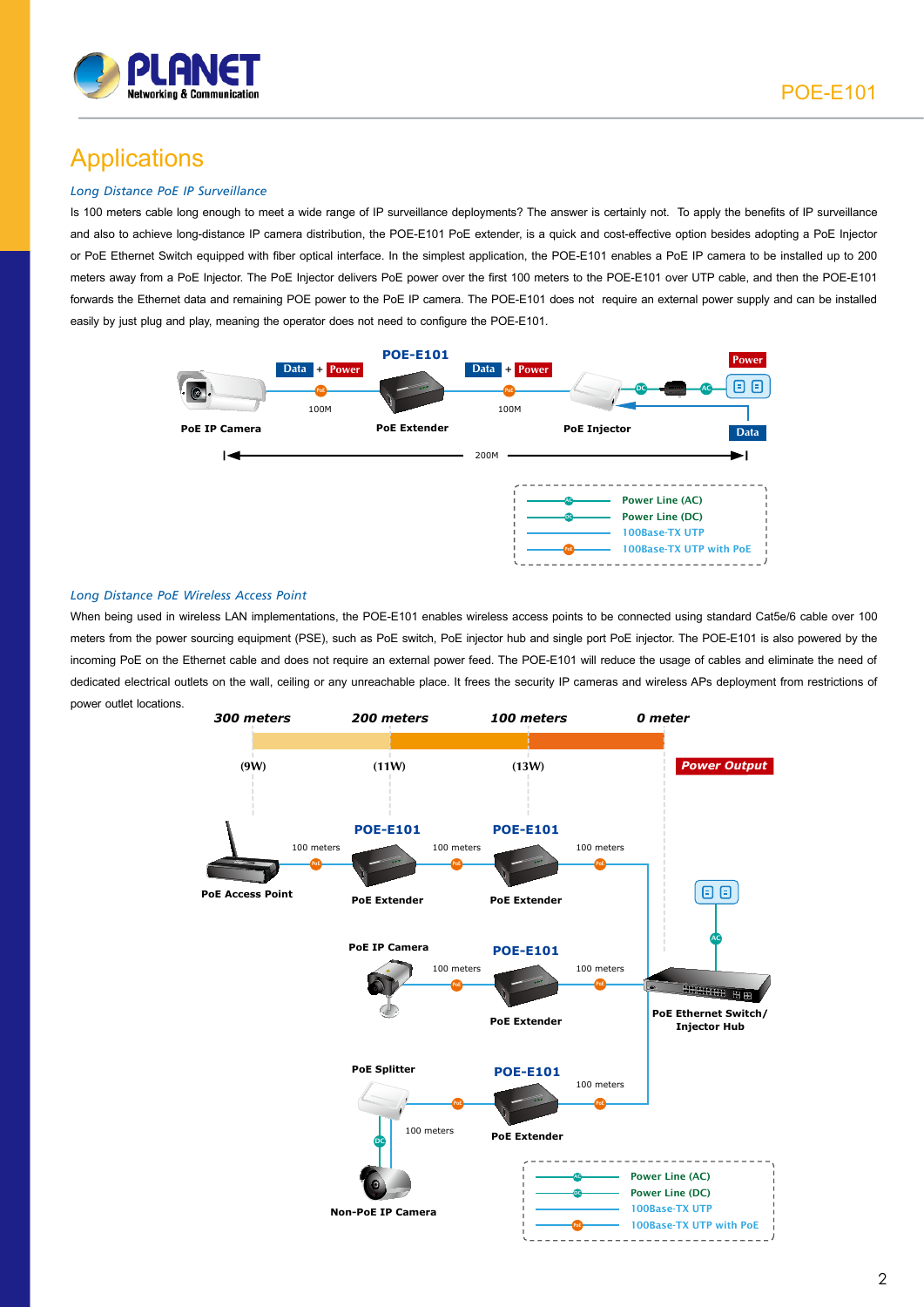# Applications

### *Long Distance PoE IP Surveillance*

Is 100 meters cable long enough to meet a wide range of IP surveillance deployments? The answer is certainly not. To apply the benefits of IP surveillance and also to achieve long-distance IP camera distribution, the POE-E101 PoE extender, is a quick and cost-effective option besides adopting a PoE Injector or PoE Ethernet Switch equipped with fiber optical interface. In the simplest application, the POE-E101 enables a PoE IP camera to be installed up to 200 meters away from a PoE Injector. The PoE Injector delivers PoE power over the first 100 meters to the POE-E101 over UTP cable, and then the POE-E101 forwards the Ethernet data and remaining POE power to the PoE IP camera. The POE-E101 does not require an external power supply and can be installed easily by just plug and play, meaning the operator does not need to configure the POE-E101.

### *Long Distance PoE Wireless Access Point*

When being used in wireless LAN implementations, the POE-E101 enables wireless access points to be connected using standard Cat5e/6 cable over 100 meters from the power sourcing equipment (PSE), such as PoE switch, PoE injector hub and single port PoE injector. The POE-E101 is also powered by the incoming PoE on the Ethernet cable and does not require an external power feed. The POE-E101 will reduce the usage of cables and eliminate the need of dedicated electrical outlets on the wall, ceiling or any unreachable place. It frees the security IP cameras and wireless APs deployment from restrictions of power outlet locations.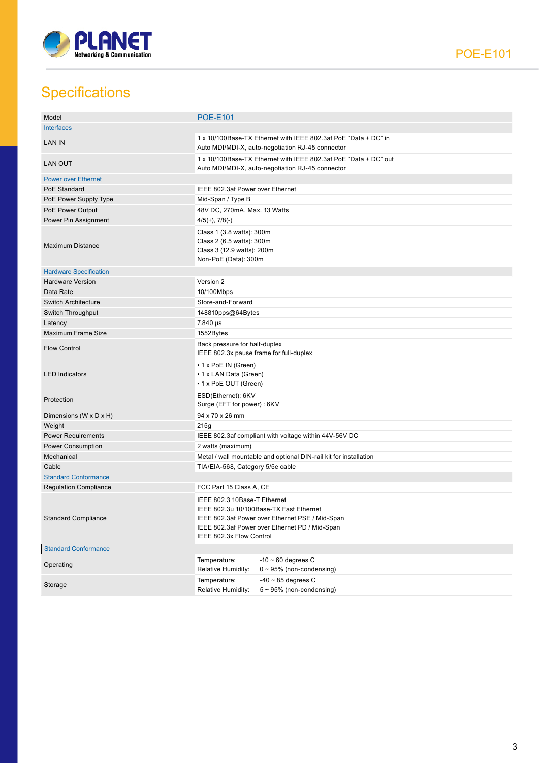# Specifications

| Model | POE-E101 |
|---|---|
| **Interfaces** | |
| LAN IN | 1 x 10/100Base-TX Ethernet with IEEE 802.3af PoE “Data + DC” in<br>Auto MDI/MDI-X, auto-negotiation RJ-45 connector |
| LAN OUT | 1 x 10/100Base-TX Ethernet with IEEE 802.3af PoE “Data + DC” out<br>Auto MDI/MDI-X, auto-negotiation RJ-45 connector |
| **Power over Ethernet** | |
| PoE Standard | IEEE 802.3af Power over Ethernet |
| PoE Power Supply Type | Mid-Span / Type B |
| PoE Power Output | 48V DC, 270mA, Max. 13 Watts |
| Power Pin Assignment | 4/5(+), 7/8(-) |
| Maximum Distance | Class 1 (3.8 watts): 300m<br>Class 2 (6.5 watts): 300m<br>Class 3 (12.9 watts): 200m<br>Non-PoE (Data): 300m |
| **Hardware Specification** | |
| Hardware Version | Version 2 |
| Data Rate | 10/100Mbps |
| Switch Architecture | Store-and-Forward |
| Switch Throughput | 148810pps@64Bytes |
| Latency | 7.840 µs |
| Maximum Frame Size | 1552Bytes |
| Flow Control | Back pressure for half-duplex<br>IEEE 802.3x pause frame for full-duplex |
| LED Indicators | • 1 x PoE IN (Green)<br>• 1 x LAN Data (Green)<br>• 1 x PoE OUT (Green) |
| Protection | ESD(Ethernet): 6KV<br>Surge (EFT for power) : 6KV |
| Dimensions (W x D x H) | 94 x 70 x 26 mm |
| Weight | 215g |
| Power Requirements | IEEE 802.3af compliant with voltage within 44V-56V DC |
| Power Consumption | 2 watts (maximum) |
| Mechanical | Metal / wall mountable and optional DIN-rail kit for installation |
| Cable | TIA/EIA-568, Category 5/5e cable |
| **Standard Conformance** | |
| Regulation Compliance | FCC Part 15 Class A, CE |
| Standard Compliance | IEEE 802.3 10Base-T Ethernet<br>IEEE 802.3u 10/100Base-TX Fast Ethernet<br>IEEE 802.3af Power over Ethernet PSE / Mid-Span<br>IEEE 802.3af Power over Ethernet PD / Mid-Span<br>IEEE 802.3x Flow Control |
| **Standard Conformance** | |
| Operating | Temperature: -10 ~ 60 degrees C<br>Relative Humidity: 0 ~ 95% (non-condensing) |
| Storage | Temperature: -40 ~ 85 degrees C<br>Relative Humidity: 5 ~ 95% (non-condensing) |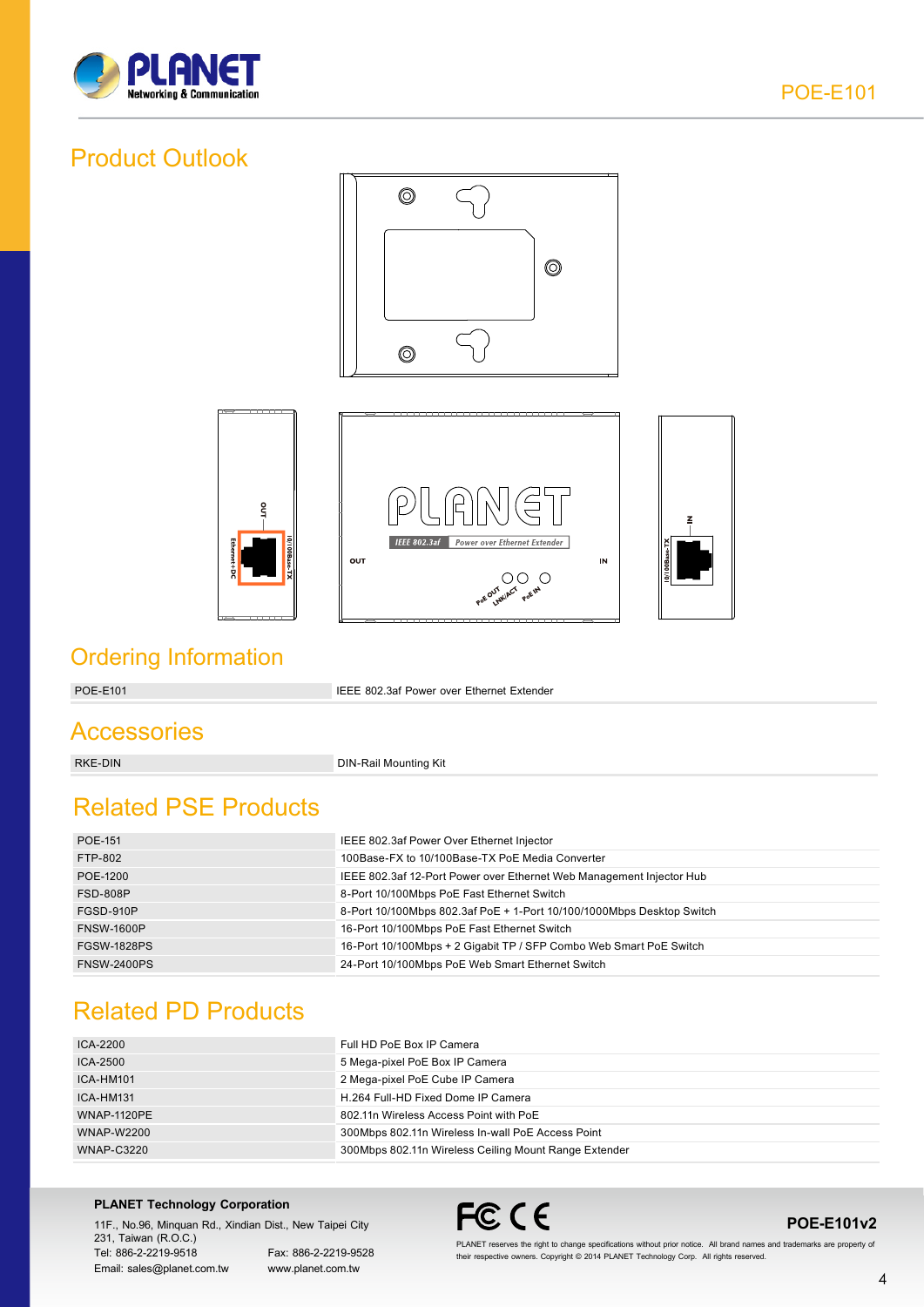## Product Outlook

OUT

Ethernet+DC

10/100Base-TX

PLANET

IEEE 802.3af Power over Ethernet Extender

OUT

IN

PoE OUT LNK/ACT PoE IN

IN

10/100Base-TX

## Ordering Information

| | |
|---|---|
| POE-E101 | IEEE 802.3af Power over Ethernet Extender |

## Accessories

| | |
|---|---|
| RKE-DIN | DIN-Rail Mounting Kit |

## Related PSE Products

| | |
|---|---|
| POE-151 | IEEE 802.3af Power Over Ethernet Injector |
| FTP-802 | 100Base-FX to 10/100Base-TX PoE Media Converter |
| POE-1200 | IEEE 802.3af 12-Port Power over Ethernet Web Management Injector Hub |
| FSD-808P | 8-Port 10/100Mbps PoE Fast Ethernet Switch |
| FGSD-910P | 8-Port 10/100Mbps 802.3af PoE + 1-Port 10/100/1000Mbps Desktop Switch |
| FNSW-1600P | 16-Port 10/100Mbps PoE Fast Ethernet Switch |
| FGSW-1828PS | 16-Port 10/100Mbps + 2 Gigabit TP / SFP Combo Web Smart PoE Switch |
| FNSW-2400PS | 24-Port 10/100Mbps PoE Web Smart Ethernet Switch |

## Related PD Products

| | |
|---|---|
| ICA-2200 | Full HD PoE Box IP Camera |
| ICA-2500 | 5 Mega-pixel PoE Box IP Camera |
| ICA-HM101 | 2 Mega-pixel PoE Cube IP Camera |
| ICA-HM131 | H.264 Full-HD Fixed Dome IP Camera |
| WNAP-1120PE | 802.11n Wireless Access Point with PoE |
| WNAP-W2200 | 300Mbps 802.11n Wireless In-wall PoE Access Point |
| WNAP-C3220 | 300Mbps 802.11n Wireless Ceiling Mount Range Extender |

**PLANET Technology Corporation**

11F., No.96, Minquan Rd., Xindian Dist., New Taipei City 231, Taiwan (R.O.C.)
Tel: 886-2-2219-9518 Fax: 886-2-2219-9528
Email: sales@planet.com.tw www.planet.com.tw

PLANET reserves the right to change specifications without prior notice. All brand names and trademarks are property of their respective owners. Copyright © 2014 PLANET Technology Corp. All rights reserved.

**POE-E101v2**